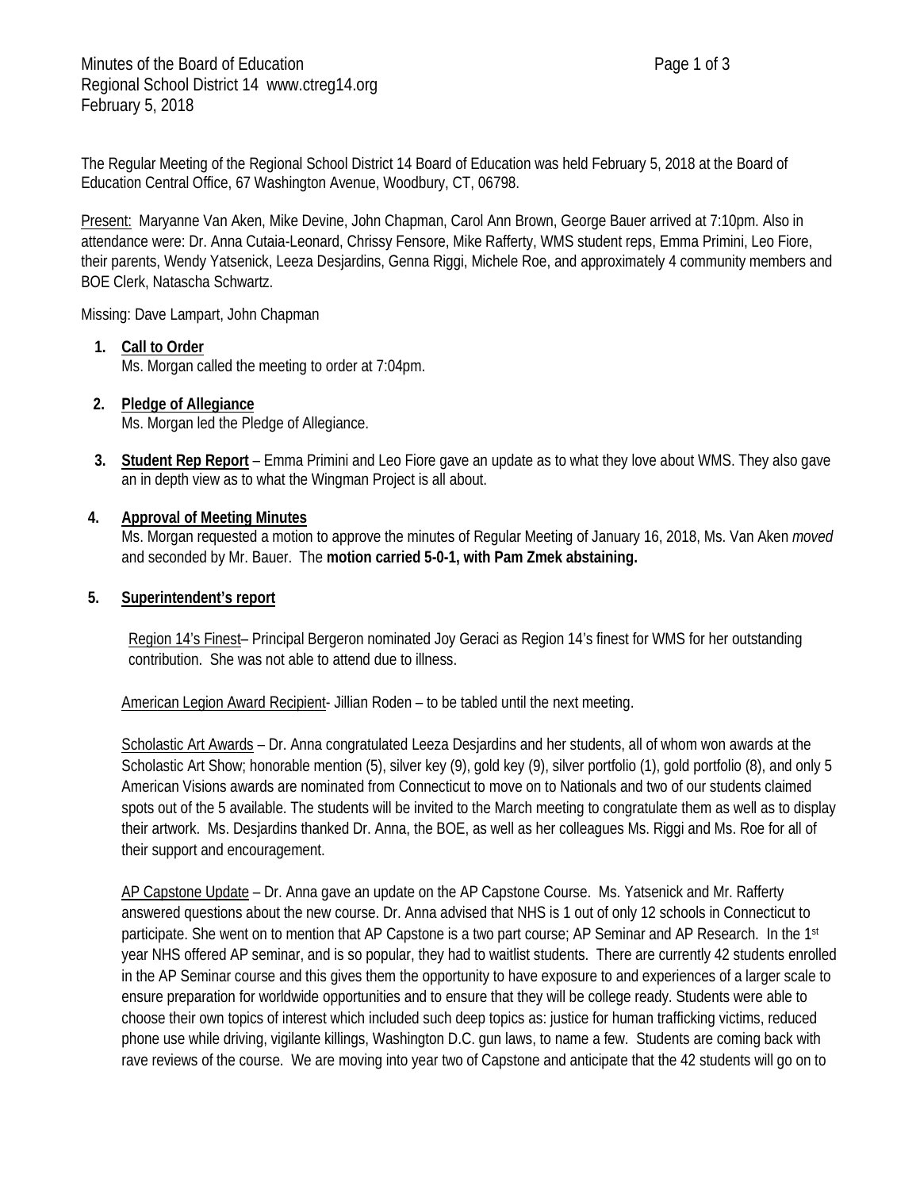Minutes of the Board of Education
Regional School District 14 www.ctreg14.org
February 5, 2018

The Regular Meeting of the Regional School District 14 Board of Education was held February 5, 2018 at the Board of Education Central Office, 67 Washington Avenue, Woodbury, CT, 06798.

Present: Maryanne Van Aken, Mike Devine, John Chapman, Carol Ann Brown, George Bauer arrived at 7:10pm. Also in attendance were: Dr. Anna Cutaia-Leonard, Chrissy Fensore, Mike Rafferty, WMS student reps, Emma Primini, Leo Fiore, their parents, Wendy Yatsenick, Leeza Desjardins, Genna Riggi, Michele Roe, and approximately 4 community members and BOE Clerk, Natascha Schwartz.

Missing: Dave Lampart, John Chapman

1. **Call to Order**
   Ms. Morgan called the meeting to order at 7:04pm.

2. **Pledge of Allegiance**
   Ms. Morgan led the Pledge of Allegiance.

3. **Student Rep Report** – Emma Primini and Leo Fiore gave an update as to what they love about WMS. They also gave an in depth view as to what the Wingman Project is all about.

4. **Approval of Meeting Minutes**
   Ms. Morgan requested a motion to approve the minutes of Regular Meeting of January 16, 2018, Ms. Van Aken *moved* and seconded by Mr. Bauer. The **motion carried 5-0-1, with Pam Zmek abstaining.**

5. **Superintendent's report**

   Region 14's Finest– Principal Bergeron nominated Joy Geraci as Region 14's finest for WMS for her outstanding contribution. She was not able to attend due to illness.

   American Legion Award Recipient- Jillian Roden – to be tabled until the next meeting.

   Scholastic Art Awards – Dr. Anna congratulated Leeza Desjardins and her students, all of whom won awards at the Scholastic Art Show; honorable mention (5), silver key (9), gold key (9), silver portfolio (1), gold portfolio (8), and only 5 American Visions awards are nominated from Connecticut to move on to Nationals and two of our students claimed spots out of the 5 available. The students will be invited to the March meeting to congratulate them as well as to display their artwork. Ms. Desjardins thanked Dr. Anna, the BOE, as well as her colleagues Ms. Riggi and Ms. Roe for all of their support and encouragement.

   AP Capstone Update – Dr. Anna gave an update on the AP Capstone Course. Ms. Yatsenick and Mr. Rafferty answered questions about the new course. Dr. Anna advised that NHS is 1 out of only 12 schools in Connecticut to participate. She went on to mention that AP Capstone is a two part course; AP Seminar and AP Research. In the 1st year NHS offered AP seminar, and is so popular, they had to waitlist students. There are currently 42 students enrolled in the AP Seminar course and this gives them the opportunity to have exposure to and experiences of a larger scale to ensure preparation for worldwide opportunities and to ensure that they will be college ready. Students were able to choose their own topics of interest which included such deep topics as: justice for human trafficking victims, reduced phone use while driving, vigilante killings, Washington D.C. gun laws, to name a few. Students are coming back with rave reviews of the course. We are moving into year two of Capstone and anticipate that the 42 students will go on to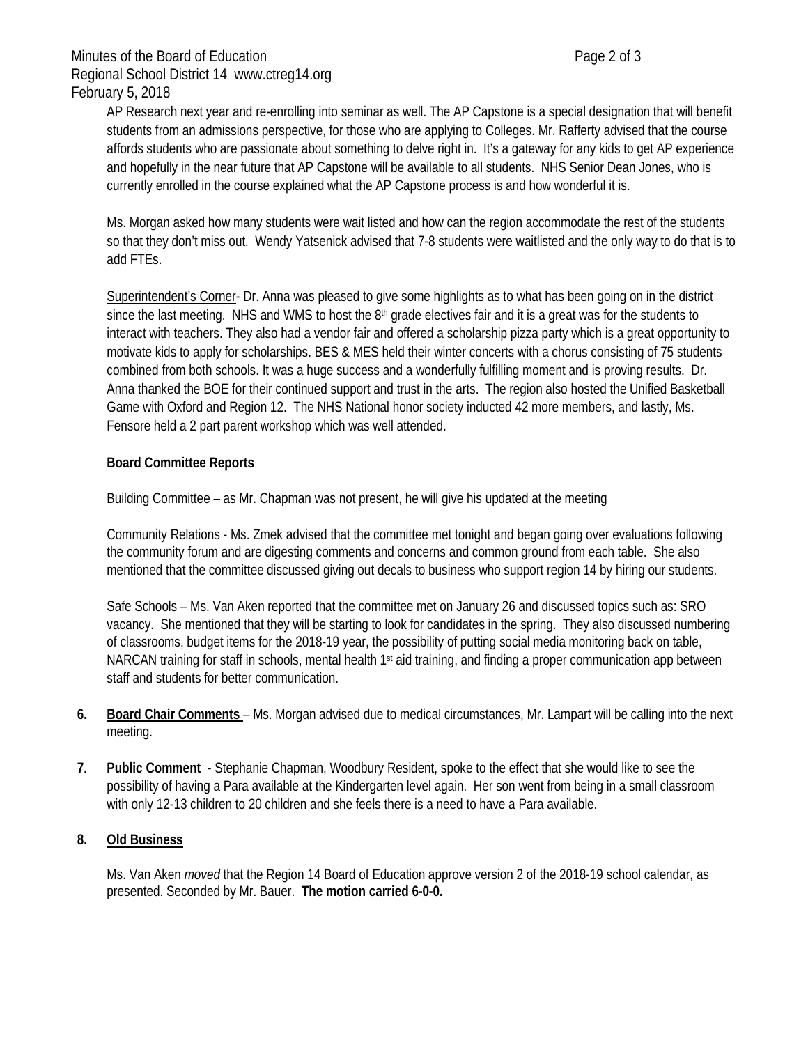AP Research next year and re-enrolling into seminar as well. The AP Capstone is a special designation that will benefit students from an admissions perspective, for those who are applying to Colleges. Mr. Rafferty advised that the course affords students who are passionate about something to delve right in. It's a gateway for any kids to get AP experience and hopefully in the near future that AP Capstone will be available to all students. NHS Senior Dean Jones, who is currently enrolled in the course explained what the AP Capstone process is and how wonderful it is.

Ms. Morgan asked how many students were wait listed and how can the region accommodate the rest of the students so that they don't miss out. Wendy Yatsenick advised that 7-8 students were waitlisted and the only way to do that is to add FTEs.

Superintendent's Corner- Dr. Anna was pleased to give some highlights as to what has been going on in the district since the last meeting. NHS and WMS to host the 8th grade electives fair and it is a great was for the students to interact with teachers. They also had a vendor fair and offered a scholarship pizza party which is a great opportunity to motivate kids to apply for scholarships. BES & MES held their winter concerts with a chorus consisting of 75 students combined from both schools. It was a huge success and a wonderfully fulfilling moment and is proving results. Dr. Anna thanked the BOE for their continued support and trust in the arts. The region also hosted the Unified Basketball Game with Oxford and Region 12. The NHS National honor society inducted 42 more members, and lastly, Ms. Fensore held a 2 part parent workshop which was well attended.

**Board Committee Reports**

Building Committee – as Mr. Chapman was not present, he will give his updated at the meeting

Community Relations - Ms. Zmek advised that the committee met tonight and began going over evaluations following the community forum and are digesting comments and concerns and common ground from each table. She also mentioned that the committee discussed giving out decals to business who support region 14 by hiring our students.

Safe Schools – Ms. Van Aken reported that the committee met on January 26 and discussed topics such as: SRO vacancy. She mentioned that they will be starting to look for candidates in the spring. They also discussed numbering of classrooms, budget items for the 2018-19 year, the possibility of putting social media monitoring back on table, NARCAN training for staff in schools, mental health 1st aid training, and finding a proper communication app between staff and students for better communication.

6. **Board Chair Comments** – Ms. Morgan advised due to medical circumstances, Mr. Lampart will be calling into the next meeting.

7. **Public Comment** - Stephanie Chapman, Woodbury Resident, spoke to the effect that she would like to see the possibility of having a Para available at the Kindergarten level again. Her son went from being in a small classroom with only 12-13 children to 20 children and she feels there is a need to have a Para available.

8. **Old Business**

Ms. Van Aken *moved* that the Region 14 Board of Education approve version 2 of the 2018-19 school calendar, as presented. Seconded by Mr. Bauer. **The motion carried 6-0-0.**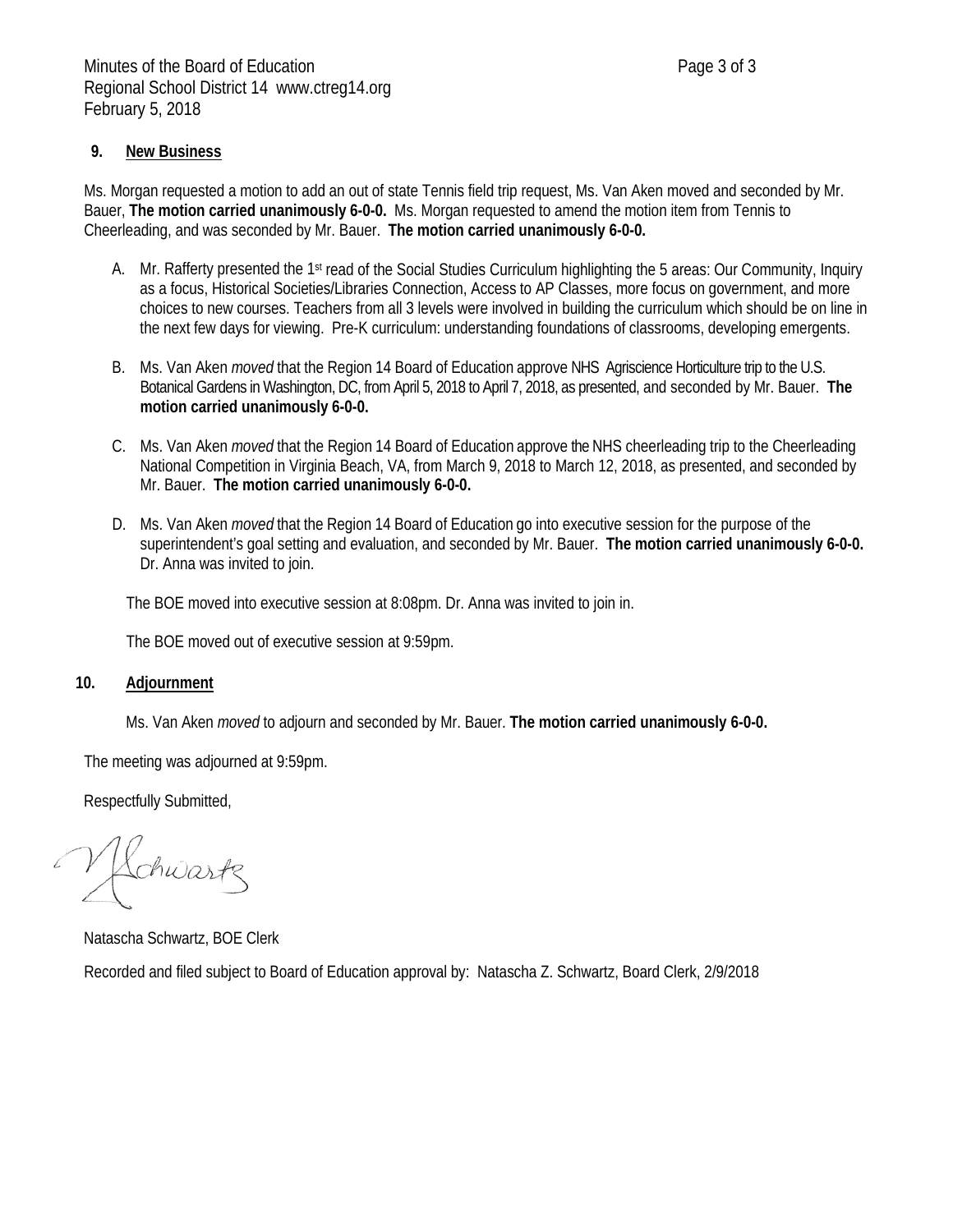## 9. New Business

Ms. Morgan requested a motion to add an out of state Tennis field trip request, Ms. Van Aken moved and seconded by Mr. Bauer, **The motion carried unanimously 6-0-0.** Ms. Morgan requested to amend the motion item from Tennis to Cheerleading, and was seconded by Mr. Bauer. **The motion carried unanimously 6-0-0.**

A. Mr. Rafferty presented the 1st read of the Social Studies Curriculum highlighting the 5 areas: Our Community, Inquiry as a focus, Historical Societies/Libraries Connection, Access to AP Classes, more focus on government, and more choices to new courses. Teachers from all 3 levels were involved in building the curriculum which should be on line in the next few days for viewing. Pre-K curriculum: understanding foundations of classrooms, developing emergents.

B. Ms. Van Aken *moved* that the Region 14 Board of Education approve NHS Agriscience Horticulture trip to the U.S. Botanical Gardens in Washington, DC, from April 5, 2018 to April 7, 2018, as presented, and seconded by Mr. Bauer. **The motion carried unanimously 6-0-0.**

C. Ms. Van Aken *moved* that the Region 14 Board of Education approve the NHS cheerleading trip to the Cheerleading National Competition in Virginia Beach, VA, from March 9, 2018 to March 12, 2018, as presented, and seconded by Mr. Bauer. **The motion carried unanimously 6-0-0.**

D. Ms. Van Aken *moved* that the Region 14 Board of Education go into executive session for the purpose of the superintendent's goal setting and evaluation, and seconded by Mr. Bauer. **The motion carried unanimously 6-0-0.** Dr. Anna was invited to join.

The BOE moved into executive session at 8:08pm. Dr. Anna was invited to join in.

The BOE moved out of executive session at 9:59pm.

## 10. Adjournment

Ms. Van Aken *moved* to adjourn and seconded by Mr. Bauer. **The motion carried unanimously 6-0-0.**

The meeting was adjourned at 9:59pm.

Respectfully Submitted,

N Schwartz

Natascha Schwartz, BOE Clerk

Recorded and filed subject to Board of Education approval by: Natascha Z. Schwartz, Board Clerk, 2/9/2018